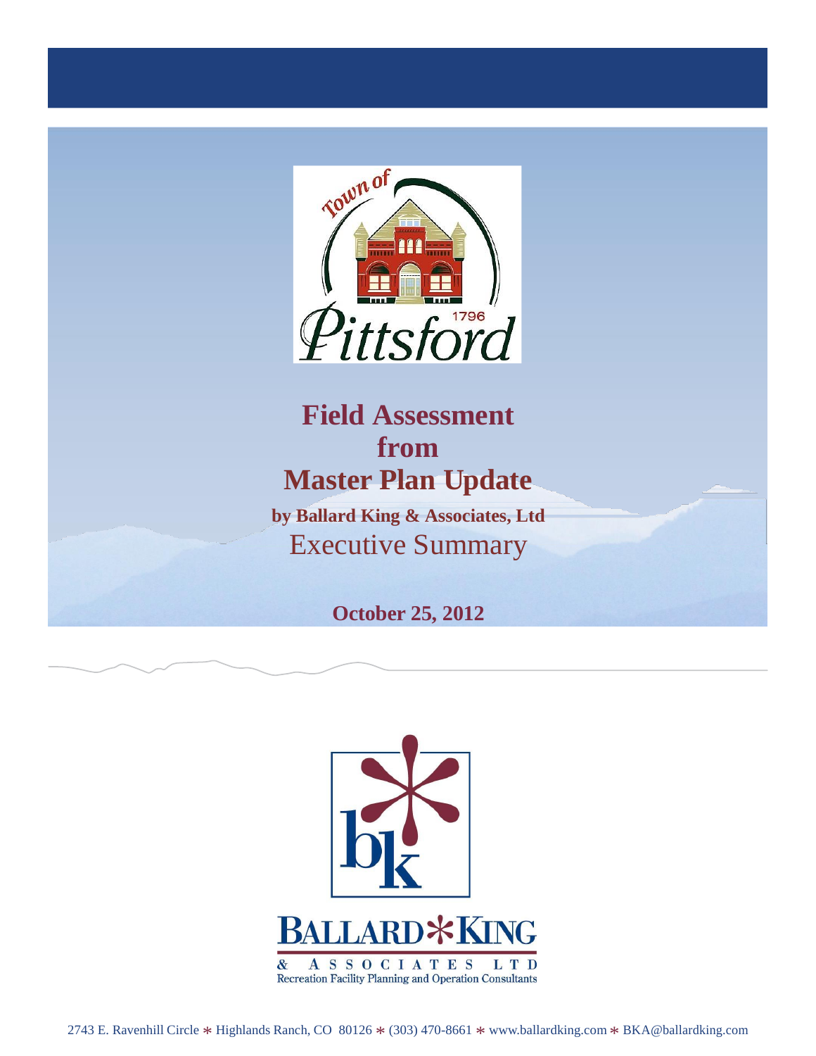Town of Pittsford 1796

# Field Assessment from Master Plan Update

**by Ballard King & Associates, Ltd**

## Executive Summary

**October 25, 2012**

BALLARD KING & ASSOCIATES LTD

Recreation Facility Planning and Operation Consultants

2743 E. Ravenhill Circle * Highlands Ranch, CO 80126 * (303) 470-8661 * www.ballardking.com * BKA@ballardking.com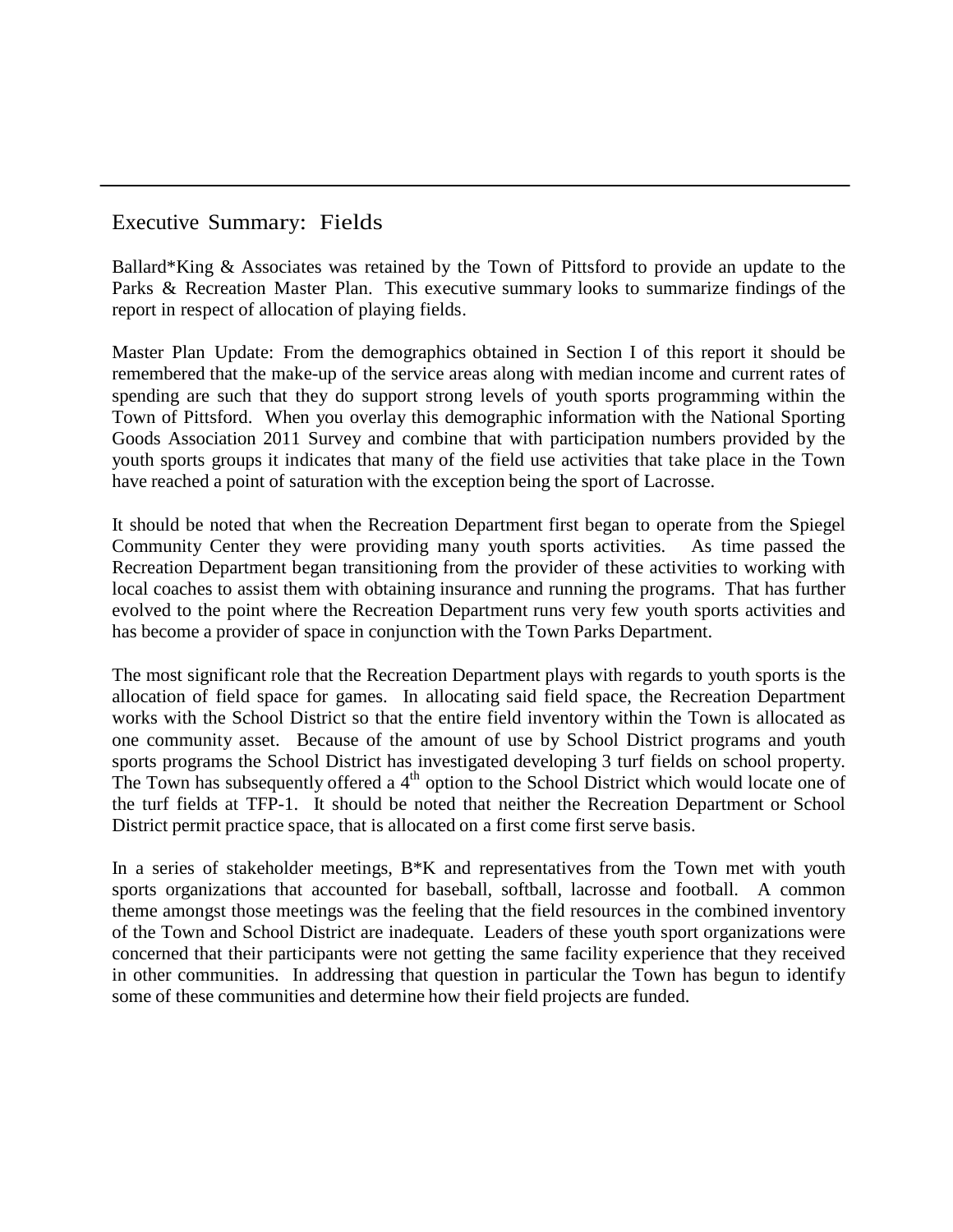## Executive Summary: Fields

Ballard*King & Associates was retained by the Town of Pittsford to provide an update to the Parks & Recreation Master Plan. This executive summary looks to summarize findings of the report in respect of allocation of playing fields.

Master Plan Update: From the demographics obtained in Section I of this report it should be remembered that the make-up of the service areas along with median income and current rates of spending are such that they do support strong levels of youth sports programming within the Town of Pittsford. When you overlay this demographic information with the National Sporting Goods Association 2011 Survey and combine that with participation numbers provided by the youth sports groups it indicates that many of the field use activities that take place in the Town have reached a point of saturation with the exception being the sport of Lacrosse.

It should be noted that when the Recreation Department first began to operate from the Spiegel Community Center they were providing many youth sports activities. As time passed the Recreation Department began transitioning from the provider of these activities to working with local coaches to assist them with obtaining insurance and running the programs. That has further evolved to the point where the Recreation Department runs very few youth sports activities and has become a provider of space in conjunction with the Town Parks Department.

The most significant role that the Recreation Department plays with regards to youth sports is the allocation of field space for games. In allocating said field space, the Recreation Department works with the School District so that the entire field inventory within the Town is allocated as one community asset. Because of the amount of use by School District programs and youth sports programs the School District has investigated developing 3 turf fields on school property. The Town has subsequently offered a 4th option to the School District which would locate one of the turf fields at TFP-1. It should be noted that neither the Recreation Department or School District permit practice space, that is allocated on a first come first serve basis.

In a series of stakeholder meetings, B*K and representatives from the Town met with youth sports organizations that accounted for baseball, softball, lacrosse and football. A common theme amongst those meetings was the feeling that the field resources in the combined inventory of the Town and School District are inadequate. Leaders of these youth sport organizations were concerned that their participants were not getting the same facility experience that they received in other communities. In addressing that question in particular the Town has begun to identify some of these communities and determine how their field projects are funded.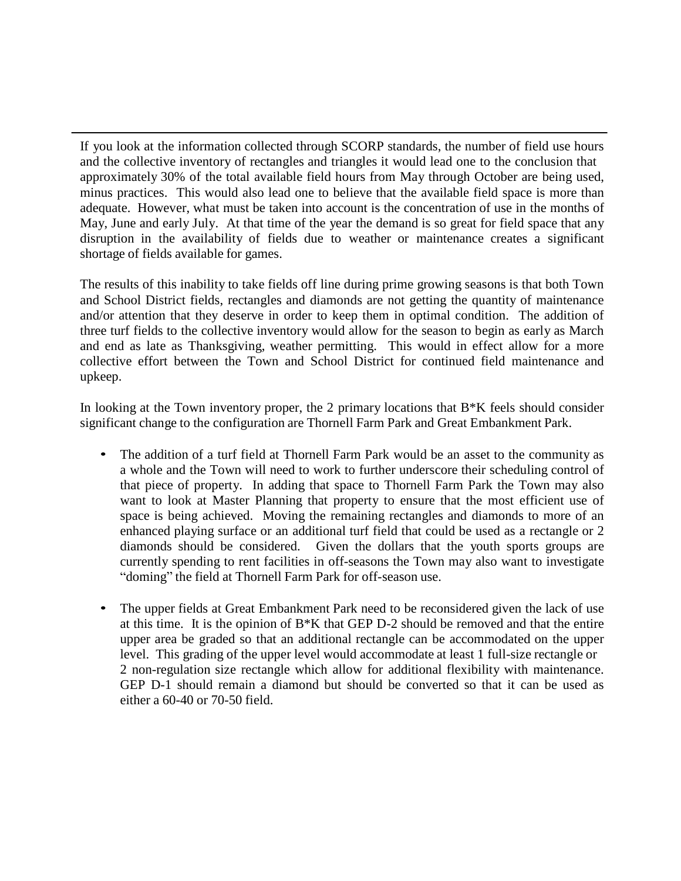If you look at the information collected through SCORP standards, the number of field use hours and the collective inventory of rectangles and triangles it would lead one to the conclusion that approximately 30% of the total available field hours from May through October are being used, minus practices. This would also lead one to believe that the available field space is more than adequate. However, what must be taken into account is the concentration of use in the months of May, June and early July. At that time of the year the demand is so great for field space that any disruption in the availability of fields due to weather or maintenance creates a significant shortage of fields available for games.

The results of this inability to take fields off line during prime growing seasons is that both Town and School District fields, rectangles and diamonds are not getting the quantity of maintenance and/or attention that they deserve in order to keep them in optimal condition. The addition of three turf fields to the collective inventory would allow for the season to begin as early as March and end as late as Thanksgiving, weather permitting. This would in effect allow for a more collective effort between the Town and School District for continued field maintenance and upkeep.

In looking at the Town inventory proper, the 2 primary locations that B*K feels should consider significant change to the configuration are Thornell Farm Park and Great Embankment Park.

- The addition of a turf field at Thornell Farm Park would be an asset to the community as a whole and the Town will need to work to further underscore their scheduling control of that piece of property. In adding that space to Thornell Farm Park the Town may also want to look at Master Planning that property to ensure that the most efficient use of space is being achieved. Moving the remaining rectangles and diamonds to more of an enhanced playing surface or an additional turf field that could be used as a rectangle or 2 diamonds should be considered. Given the dollars that the youth sports groups are currently spending to rent facilities in off-seasons the Town may also want to investigate "doming" the field at Thornell Farm Park for off-season use.

- The upper fields at Great Embankment Park need to be reconsidered given the lack of use at this time. It is the opinion of B*K that GEP D-2 should be removed and that the entire upper area be graded so that an additional rectangle can be accommodated on the upper level. This grading of the upper level would accommodate at least 1 full-size rectangle or 2 non-regulation size rectangle which allow for additional flexibility with maintenance. GEP D-1 should remain a diamond but should be converted so that it can be used as either a 60-40 or 70-50 field.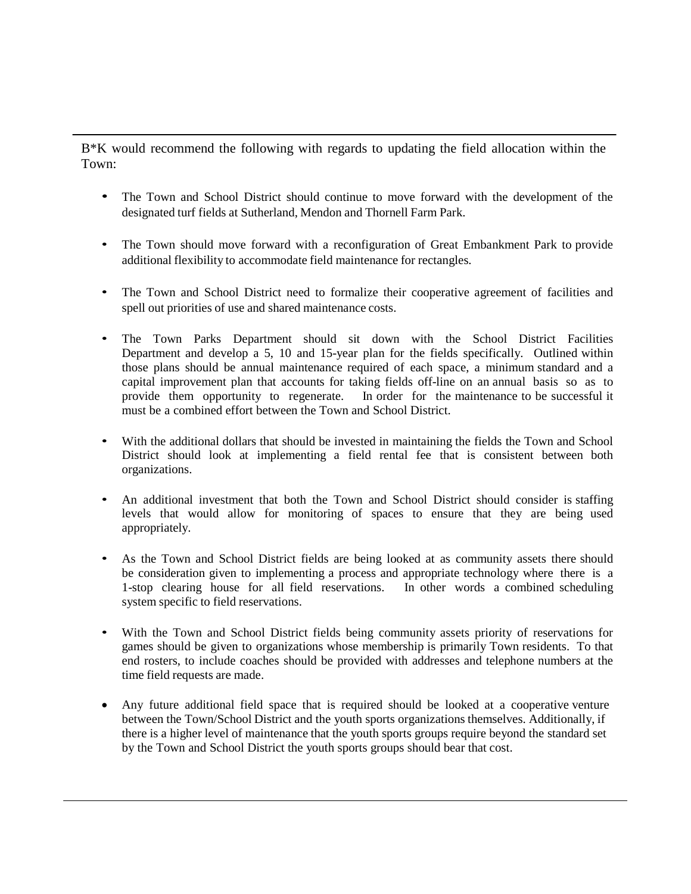B*K would recommend the following with regards to updating the field allocation within the Town:

- The Town and School District should continue to move forward with the development of the designated turf fields at Sutherland, Mendon and Thornell Farm Park.

- The Town should move forward with a reconfiguration of Great Embankment Park to provide additional flexibility to accommodate field maintenance for rectangles.

- The Town and School District need to formalize their cooperative agreement of facilities and spell out priorities of use and shared maintenance costs.

- The Town Parks Department should sit down with the School District Facilities Department and develop a 5, 10 and 15-year plan for the fields specifically. Outlined within those plans should be annual maintenance required of each space, a minimum standard and a capital improvement plan that accounts for taking fields off-line on an annual basis so as to provide them opportunity to regenerate. In order for the maintenance to be successful it must be a combined effort between the Town and School District.

- With the additional dollars that should be invested in maintaining the fields the Town and School District should look at implementing a field rental fee that is consistent between both organizations.

- An additional investment that both the Town and School District should consider is staffing levels that would allow for monitoring of spaces to ensure that they are being used appropriately.

- As the Town and School District fields are being looked at as community assets there should be consideration given to implementing a process and appropriate technology where there is a 1-stop clearing house for all field reservations. In other words a combined scheduling system specific to field reservations.

- With the Town and School District fields being community assets priority of reservations for games should be given to organizations whose membership is primarily Town residents. To that end rosters, to include coaches should be provided with addresses and telephone numbers at the time field requests are made.

- Any future additional field space that is required should be looked at a cooperative venture between the Town/School District and the youth sports organizations themselves. Additionally, if there is a higher level of maintenance that the youth sports groups require beyond the standard set by the Town and School District the youth sports groups should bear that cost.